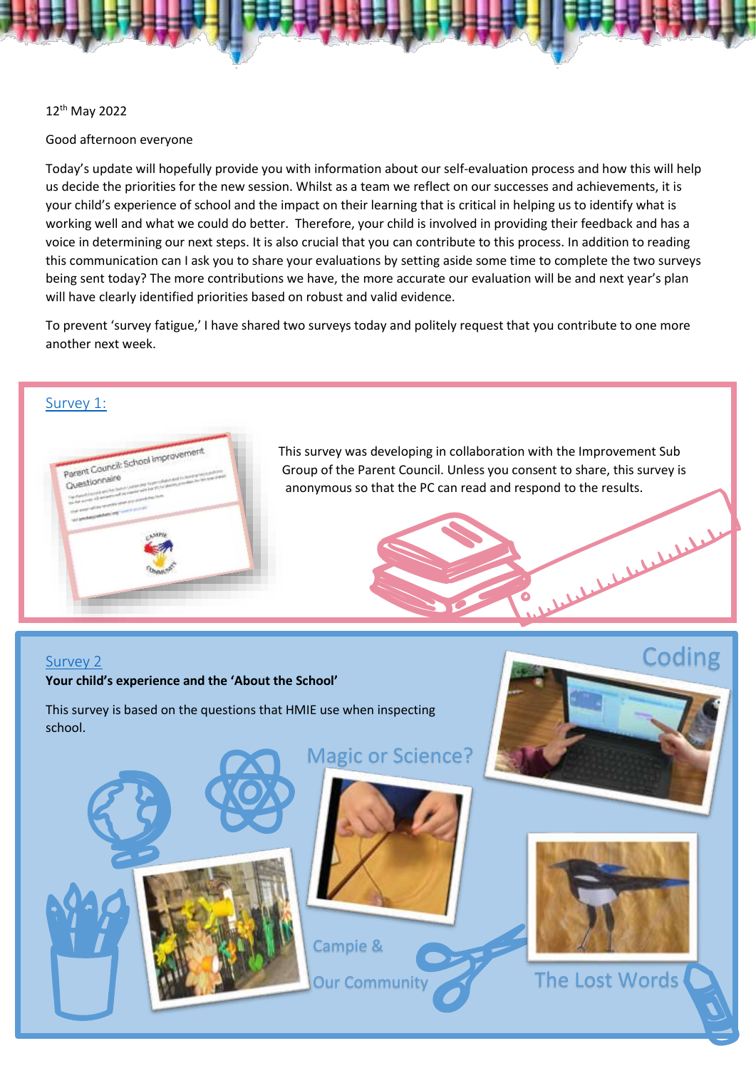12th May 2022

Good afternoon everyone

Today's update will hopefully provide you with information about our self-evaluation process and how this will help us decide the priorities for the new session. Whilst as a team we reflect on our successes and achievements, it is your child's experience of school and the impact on their learning that is critical in helping us to identify what is working well and what we could do better. Therefore, your child is involved in providing their feedback and has a voice in determining our next steps. It is also crucial that you can contribute to this process. In addition to reading this communication can I ask you to share your evaluations by setting aside some time to complete the two surveys being sent today? The more contributions we have, the more accurate our evaluation will be and next year's plan will have clearly identified priorities based on robust and valid evidence.

To prevent 'survey fatigue,' I have shared two surveys today and politely request that you contribute to one more another next week.

## Survey 1:

This survey was developing in collaboration with the Improvement Sub Group of the Parent Council. Unless you consent to share, this survey is anonymous so that the PC can read and respond to the results.

## Survey 2

**Your child's experience and the 'About the School'**

This survey is based on the questions that HMIE use when inspecting school.

Coding

Magic or Science?

Campie & Our Community

The Lost Words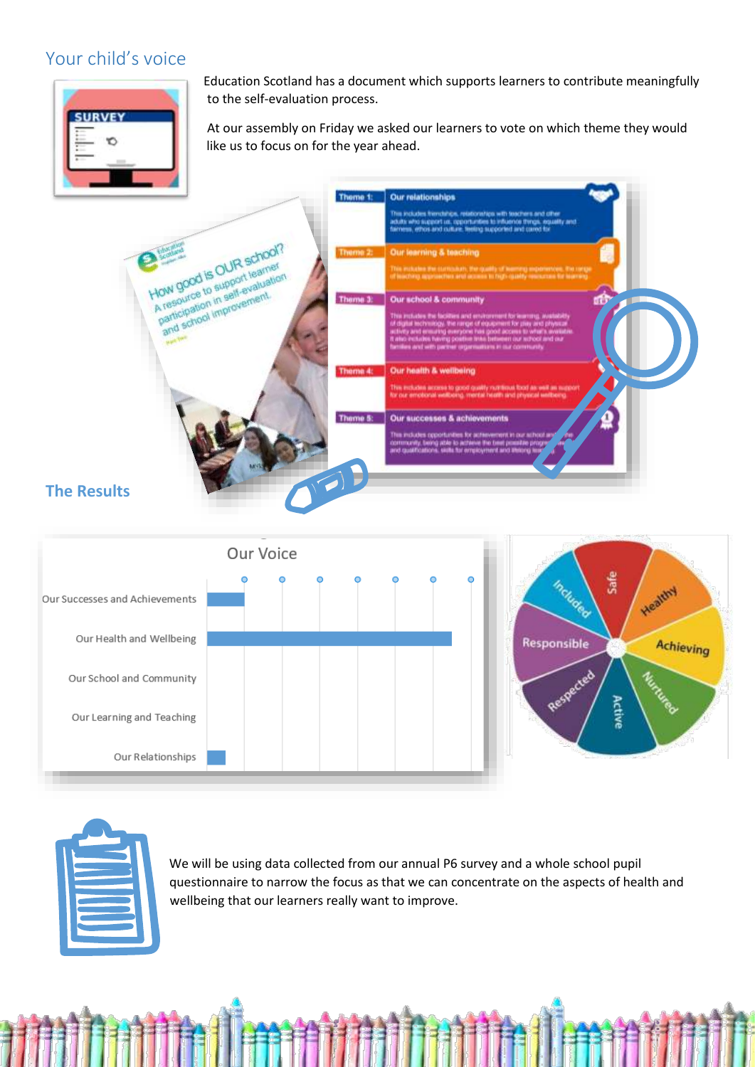## Your child's voice

Education Scotland has a document which supports learners to contribute meaningfully to the self-evaluation process.

At our assembly on Friday we asked our learners to vote on which theme they would like us to focus on for the year ahead.

## The Results

We will be using data collected from our annual P6 survey and a whole school pupil questionnaire to narrow the focus as that we can concentrate on the aspects of health and wellbeing that our learners really want to improve.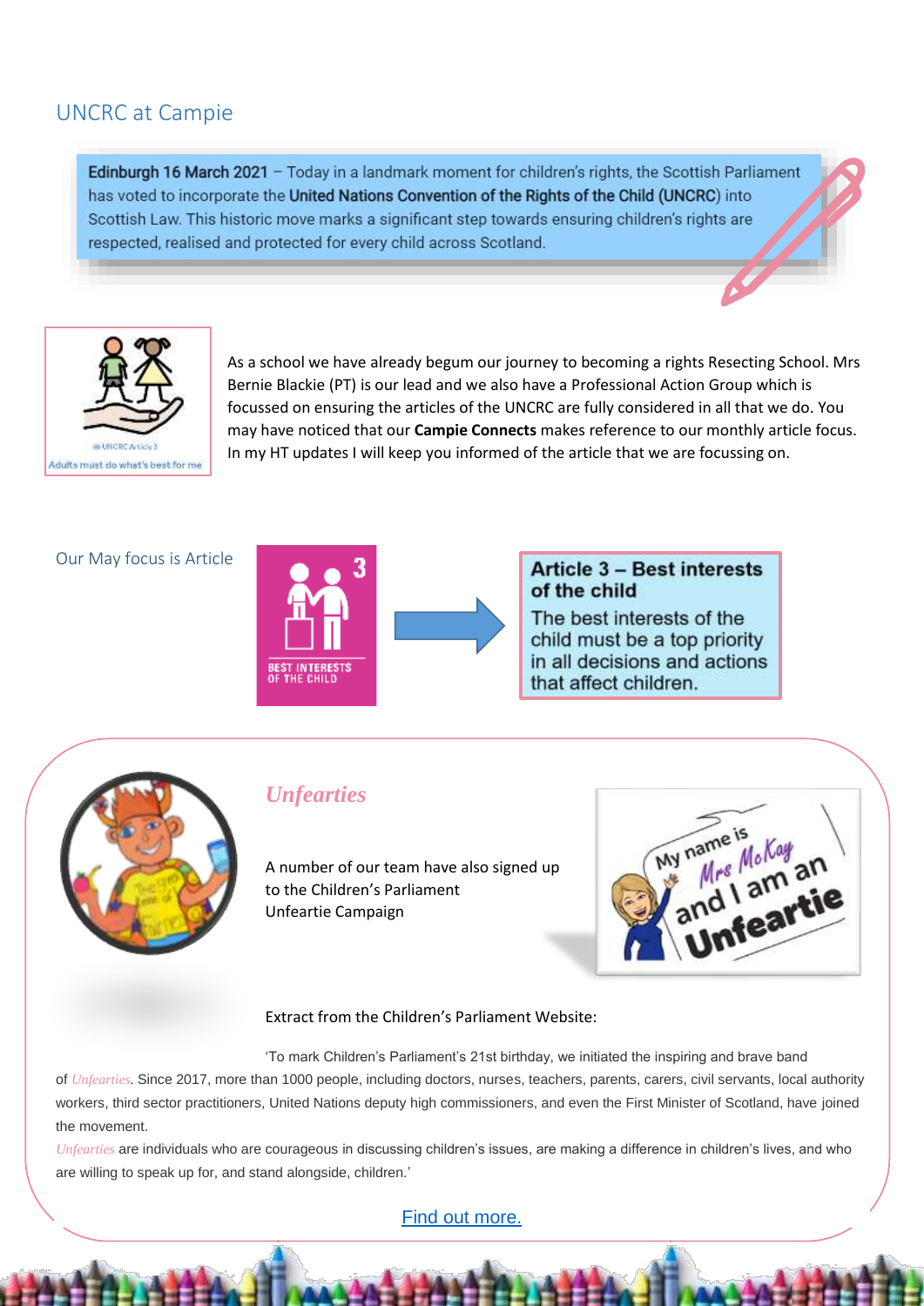## UNCRC at Campie

**Edinburgh 16 March 2021** – Today in a landmark moment for children's rights, the Scottish Parliament has voted to incorporate the **United Nations Convention of the Rights of the Child (UNCRC)** into Scottish Law. This historic move marks a significant step towards ensuring children's rights are respected, realised and protected for every child across Scotland.

Adults must do what's best for me

As a school we have already begum our journey to becoming a rights Resecting School. Mrs Bernie Blackie (PT) is our lead and we also have a Professional Action Group which is focussed on ensuring the articles of the UNCRC are fully considered in all that we do. You may have noticed that our **Campie Connects** makes reference to our monthly article focus. In my HT updates I will keep you informed of the article that we are focussing on.

Our May focus is Article

3 BEST INTERESTS OF THE CHILD

**Article 3 – Best interests of the child**

The best interests of the child must be a top priority in all decisions and actions that affect children.

### *Unfearties*

A number of our team have also signed up to the Children's Parliament Unfeartie Campaign

My name is Mrs McKay and I am an Unfeartie

Extract from the Children's Parliament Website:

'To mark Children's Parliament's 21st birthday, we initiated the inspiring and brave band of *Unfearties*. Since 2017, more than 1000 people, including doctors, nurses, teachers, parents, carers, civil servants, local authority workers, third sector practitioners, United Nations deputy high commissioners, and even the First Minister of Scotland, have joined the movement.

*Unfearties* are individuals who are courageous in discussing children's issues, are making a difference in children's lives, and who are willing to speak up for, and stand alongside, children.'

Find out more.